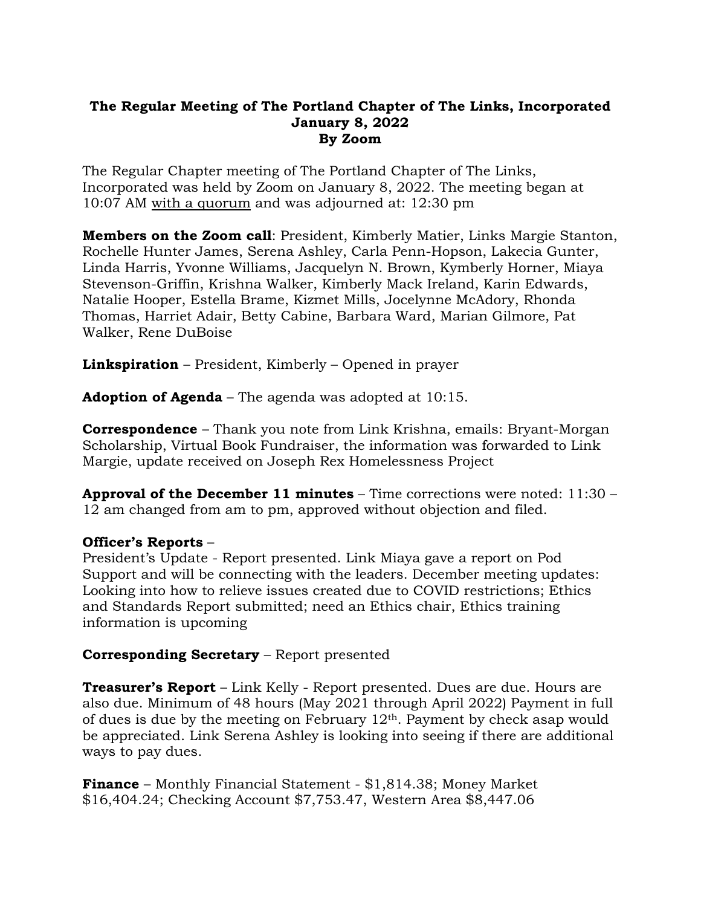**The Regular Meeting of The Portland Chapter of The Links, Incorporated**
**January 8, 2022**
**By Zoom**

The Regular Chapter meeting of The Portland Chapter of The Links, Incorporated was held by Zoom on January 8, 2022. The meeting began at 10:07 AM <u>with a quorum</u> and was adjourned at: 12:30 pm

**Members on the Zoom call**: President, Kimberly Matier, Links Margie Stanton, Rochelle Hunter James, Serena Ashley, Carla Penn-Hopson, Lakecia Gunter, Linda Harris, Yvonne Williams, Jacquelyn N. Brown, Kymberly Horner, Miaya Stevenson-Griffin, Krishna Walker, Kimberly Mack Ireland, Karin Edwards, Natalie Hooper, Estella Brame, Kizmet Mills, Jocelynne McAdory, Rhonda Thomas, Harriet Adair, Betty Cabine, Barbara Ward, Marian Gilmore, Pat Walker, Rene DuBoise

**Linkspiration** – President, Kimberly – Opened in prayer

**Adoption of Agenda** – The agenda was adopted at 10:15.

**Correspondence** – Thank you note from Link Krishna, emails: Bryant-Morgan Scholarship, Virtual Book Fundraiser, the information was forwarded to Link Margie, update received on Joseph Rex Homelessness Project

**Approval of the December 11 minutes** – Time corrections were noted: 11:30 – 12 am changed from am to pm, approved without objection and filed.

**Officer's Reports** –
President's Update - Report presented. Link Miaya gave a report on Pod Support and will be connecting with the leaders. December meeting updates: Looking into how to relieve issues created due to COVID restrictions; Ethics and Standards Report submitted; need an Ethics chair, Ethics training information is upcoming

**Corresponding Secretary** – Report presented

**Treasurer's Report** – Link Kelly - Report presented. Dues are due. Hours are also due. Minimum of 48 hours (May 2021 through April 2022) Payment in full of dues is due by the meeting on February 12th. Payment by check asap would be appreciated. Link Serena Ashley is looking into seeing if there are additional ways to pay dues.

**Finance** – Monthly Financial Statement - $1,814.38; Money Market $16,404.24; Checking Account $7,753.47, Western Area $8,447.06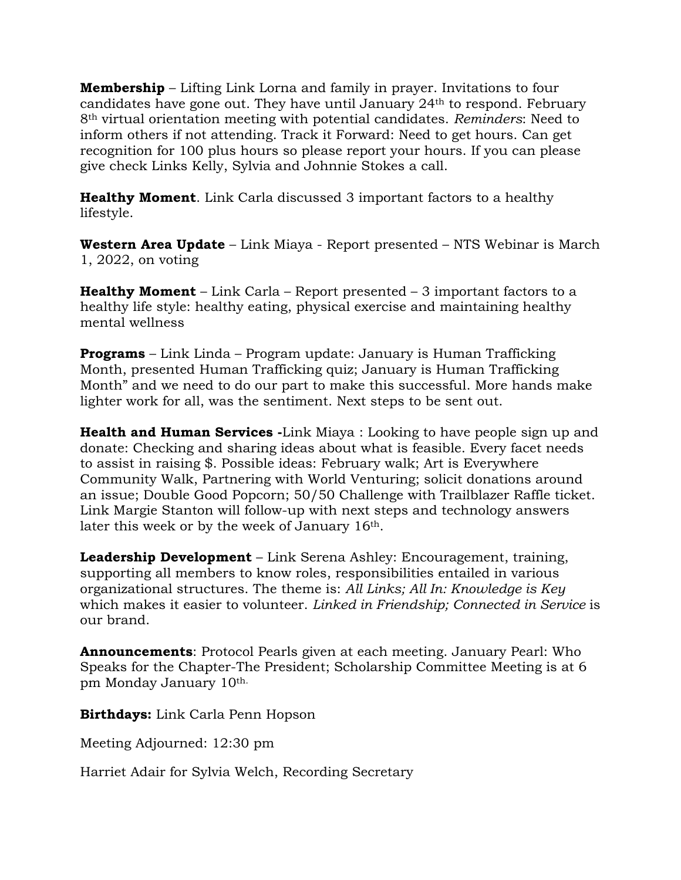**Membership** – Lifting Link Lorna and family in prayer. Invitations to four candidates have gone out. They have until January 24th to respond. February 8th virtual orientation meeting with potential candidates. *Reminders*: Need to inform others if not attending. Track it Forward: Need to get hours. Can get recognition for 100 plus hours so please report your hours. If you can please give check Links Kelly, Sylvia and Johnnie Stokes a call.

**Healthy Moment**. Link Carla discussed 3 important factors to a healthy lifestyle.

**Western Area Update** – Link Miaya - Report presented – NTS Webinar is March 1, 2022, on voting

**Healthy Moment** – Link Carla – Report presented – 3 important factors to a healthy life style: healthy eating, physical exercise and maintaining healthy mental wellness

**Programs** – Link Linda – Program update: January is Human Trafficking Month, presented Human Trafficking quiz; January is Human Trafficking Month" and we need to do our part to make this successful. More hands make lighter work for all, was the sentiment. Next steps to be sent out.

**Health and Human Services -**Link Miaya : Looking to have people sign up and donate: Checking and sharing ideas about what is feasible. Every facet needs to assist in raising $. Possible ideas: February walk; Art is Everywhere Community Walk, Partnering with World Venturing; solicit donations around an issue; Double Good Popcorn; 50/50 Challenge with Trailblazer Raffle ticket. Link Margie Stanton will follow-up with next steps and technology answers later this week or by the week of January 16th.

**Leadership Development** – Link Serena Ashley: Encouragement, training, supporting all members to know roles, responsibilities entailed in various organizational structures. The theme is: *All Links; All In: Knowledge is Key* which makes it easier to volunteer. *Linked in Friendship; Connected in Service* is our brand.

**Announcements**: Protocol Pearls given at each meeting. January Pearl: Who Speaks for the Chapter-The President; Scholarship Committee Meeting is at 6 pm Monday January 10th.

**Birthdays:** Link Carla Penn Hopson

Meeting Adjourned: 12:30 pm

Harriet Adair for Sylvia Welch, Recording Secretary